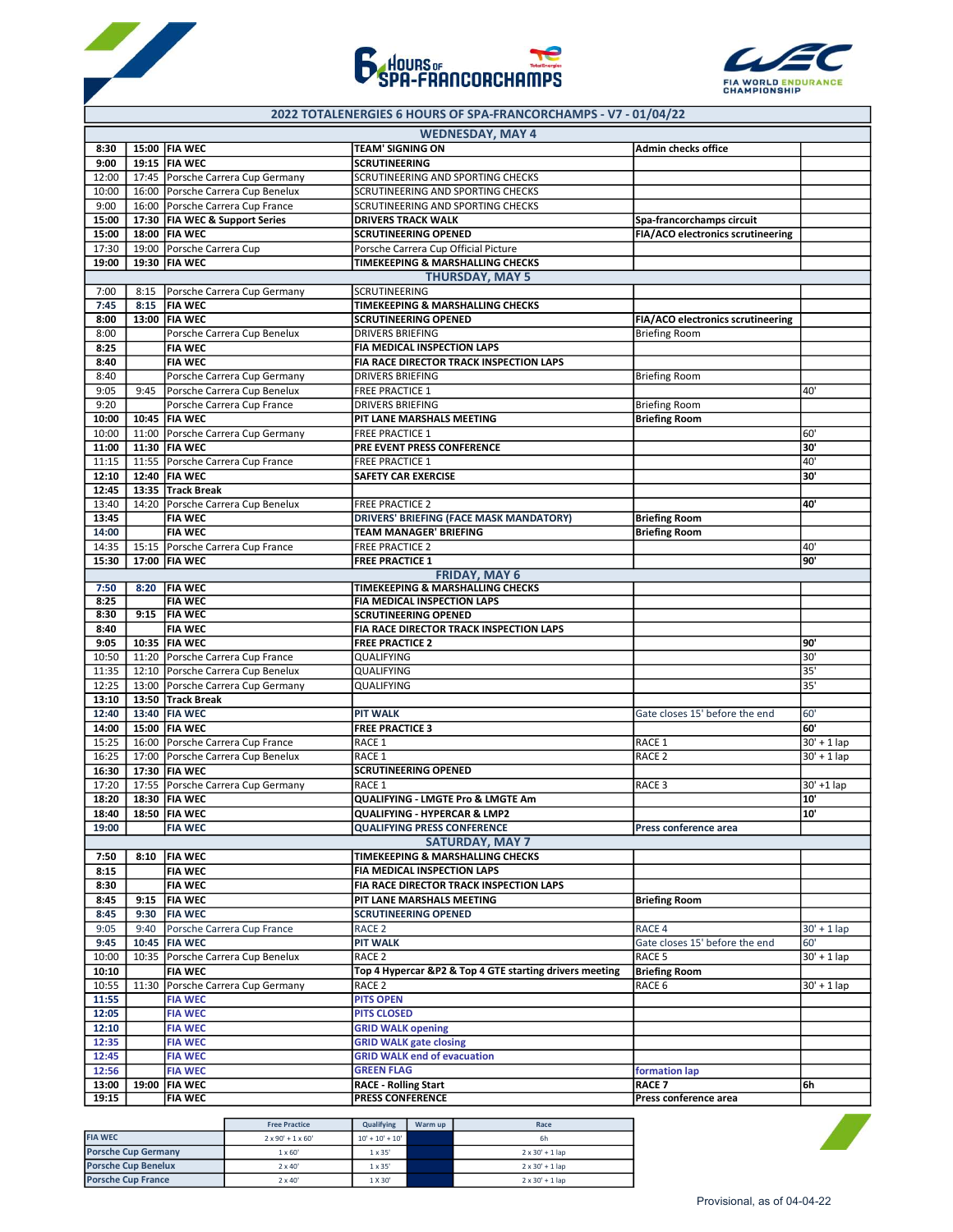# 2022 TOTALENERGIES 6 HOURS OF SPA-FRANCORCHAMPS - V7 - 01/04/22

| Start | End | Series | Session | Location / Info | Duration |
|---|---|---|---|---|---|
| **WEDNESDAY, MAY 4** | | | | | |
| **8:30** | **15:00** | **FIA WEC** | **TEAM' SIGNING ON** | **Admin checks office** | |
| **9:00** | **19:15** | **FIA WEC** | **SCRUTINEERING** | | |
| 12:00 | 17:45 | Porsche Carrera Cup Germany | SCRUTINEERING AND SPORTING CHECKS | | |
| 10:00 | 16:00 | Porsche Carrera Cup Benelux | SCRUTINEERING AND SPORTING CHECKS | | |
| 9:00 | 16:00 | Porsche Carrera Cup France | SCRUTINEERING AND SPORTING CHECKS | | |
| **15:00** | **17:30** | **FIA WEC & Support Series** | **DRIVERS TRACK WALK** | **Spa-francorchamps circuit** | |
| **15:00** | **18:00** | **FIA WEC** | **SCRUTINEERING OPENED** | **FIA/ACO electronics scrutineering** | |
| 17:30 | 19:00 | Porsche Carrera Cup | Porsche Carrera Cup Official Picture | | |
| **19:00** | **19:30** | **FIA WEC** | **TIMEKEEPING & MARSHALLING CHECKS** | | |
| **THURSDAY, MAY 5** | | | | | |
| 7:00 | 8:15 | Porsche Carrera Cup Germany | SCRUTINEERING | | |
| **7:45** | **8:15** | **FIA WEC** | **TIMEKEEPING & MARSHALLING CHECKS** | | |
| **8:00** | **13:00** | **FIA WEC** | **SCRUTINEERING OPENED** | **FIA/ACO electronics scrutineering** | |
| 8:00 | | Porsche Carrera Cup Benelux | DRIVERS BRIEFING | Briefing Room | |
| **8:25** | | **FIA WEC** | **FIA MEDICAL INSPECTION LAPS** | | |
| **8:40** | | **FIA WEC** | **FIA RACE DIRECTOR TRACK INSPECTION LAPS** | | |
| 8:40 | | Porsche Carrera Cup Germany | DRIVERS BRIEFING | Briefing Room | |
| 9:05 | 9:45 | Porsche Carrera Cup Benelux | FREE PRACTICE 1 | | 40' |
| 9:20 | | Porsche Carrera Cup France | DRIVERS BRIEFING | Briefing Room | |
| **10:00** | **10:45** | **FIA WEC** | **PIT LANE MARSHALS MEETING** | **Briefing Room** | |
| 10:00 | 11:00 | Porsche Carrera Cup Germany | FREE PRACTICE 1 | | 60' |
| **11:00** | **11:30** | **FIA WEC** | **PRE EVENT PRESS CONFERENCE** | | **30'** |
| 11:15 | 11:55 | Porsche Carrera Cup France | FREE PRACTICE 1 | | 40' |
| **12:10** | **12:40** | **FIA WEC** | **SAFETY CAR EXERCISE** | | **30'** |
| **12:45** | **13:35** | **Track Break** | | | |
| 13:40 | 14:20 | Porsche Carrera Cup Benelux | FREE PRACTICE 2 | | **40'** |
| **13:45** | | **FIA WEC** | **DRIVERS' BRIEFING (FACE MASK MANDATORY)** | **Briefing Room** | |
| **14:00** | | **FIA WEC** | **TEAM MANAGER' BRIEFING** | **Briefing Room** | |
| 14:35 | 15:15 | Porsche Carrera Cup France | FREE PRACTICE 2 | | 40' |
| **15:30** | **17:00** | **FIA WEC** | **FREE PRACTICE 1** | | **90'** |
| **FRIDAY, MAY 6** | | | | | |
| **7:50** | **8:20** | **FIA WEC** | **TIMEKEEPING & MARSHALLING CHECKS** | | |
| **8:25** | | **FIA WEC** | **FIA MEDICAL INSPECTION LAPS** | | |
| **8:30** | **9:15** | **FIA WEC** | **SCRUTINEERING OPENED** | | |
| **8:40** | | **FIA WEC** | **FIA RACE DIRECTOR TRACK INSPECTION LAPS** | | |
| **9:05** | **10:35** | **FIA WEC** | **FREE PRACTICE 2** | | **90'** |
| 10:50 | 11:20 | Porsche Carrera Cup France | QUALIFYING | | 30' |
| 11:35 | 12:10 | Porsche Carrera Cup Benelux | QUALIFYING | | 35' |
| 12:25 | 13:00 | Porsche Carrera Cup Germany | QUALIFYING | | 35' |
| **13:10** | **13:50** | **Track Break** | | | |
| **12:40** | **13:40** | **FIA WEC** | **PIT WALK** | Gate closes 15' before the end | 60' |
| **14:00** | **15:00** | **FIA WEC** | **FREE PRACTICE 3** | | **60'** |
| 15:25 | 16:00 | Porsche Carrera Cup France | RACE 1 | RACE 1 | 30' + 1 lap |
| 16:25 | 17:00 | Porsche Carrera Cup Benelux | RACE 1 | RACE 2 | 30' + 1 lap |
| **16:30** | **17:30** | **FIA WEC** | **SCRUTINEERING OPENED** | | |
| 17:20 | 17:55 | Porsche Carrera Cup Germany | RACE 1 | RACE 3 | 30' +1 lap |
| **18:20** | **18:30** | **FIA WEC** | **QUALIFYING - LMGTE Pro & LMGTE Am** | | **10'** |
| **18:40** | **18:50** | **FIA WEC** | **QUALIFYING - HYPERCAR & LMP2** | | **10'** |
| **19:00** | | **FIA WEC** | **QUALIFYING PRESS CONFERENCE** | **Press conference area** | |
| **SATURDAY, MAY 7** | | | | | |
| **7:50** | **8:10** | **FIA WEC** | **TIMEKEEPING & MARSHALLING CHECKS** | | |
| **8:15** | | **FIA WEC** | **FIA MEDICAL INSPECTION LAPS** | | |
| **8:30** | | **FIA WEC** | **FIA RACE DIRECTOR TRACK INSPECTION LAPS** | | |
| **8:45** | **9:15** | **FIA WEC** | **PIT LANE MARSHALS MEETING** | **Briefing Room** | |
| **8:45** | **9:30** | **FIA WEC** | **SCRUTINEERING OPENED** | | |
| 9:05 | 9:40 | Porsche Carrera Cup France | RACE 2 | RACE 4 | 30' + 1 lap |
| **9:45** | **10:45** | **FIA WEC** | **PIT WALK** | Gate closes 15' before the end | 60' |
| 10:00 | 10:35 | Porsche Carrera Cup Benelux | RACE 2 | RACE 5 | 30' + 1 lap |
| **10:10** | | **FIA WEC** | **Top 4 Hypercar &P2 & Top 4 GTE starting drivers meeting** | **Briefing Room** | |
| 10:55 | 11:30 | Porsche Carrera Cup Germany | RACE 2 | RACE 6 | 30' + 1 lap |
| **11:55** | | **FIA WEC** | **PITS OPEN** | | |
| **12:05** | | **FIA WEC** | **PITS CLOSED** | | |
| **12:10** | | **FIA WEC** | **GRID WALK opening** | | |
| **12:35** | | **FIA WEC** | **GRID WALK gate closing** | | |
| **12:45** | | **FIA WEC** | **GRID WALK end of evacuation** | | |
| **12:56** | | **FIA WEC** | **GREEN FLAG** | **formation lap** | |
| **13:00** | **19:00** | **FIA WEC** | **RACE - Rolling Start** | **RACE 7** | **6h** |
| **19:15** | | **FIA WEC** | **PRESS CONFERENCE** | **Press conference area** | |

| | Free Practice | Qualifying | Warm up | Race |
|---|---|---|---|---|
| **FIA WEC** | 2 x 90' + 1 x 60' | 10' + 10' + 10' | | 6h |
| **Porsche Cup Germany** | 1 x 60' | 1 x 35' | | 2 x 30' + 1 lap |
| **Porsche Cup Benelux** | 2 x 40' | 1 x 35' | | 2 x 30' + 1 lap |
| **Porsche Cup France** | 2 x 40' | 1 X 30' | | 2 x 30' + 1 lap |

Provisional, as of 04-04-22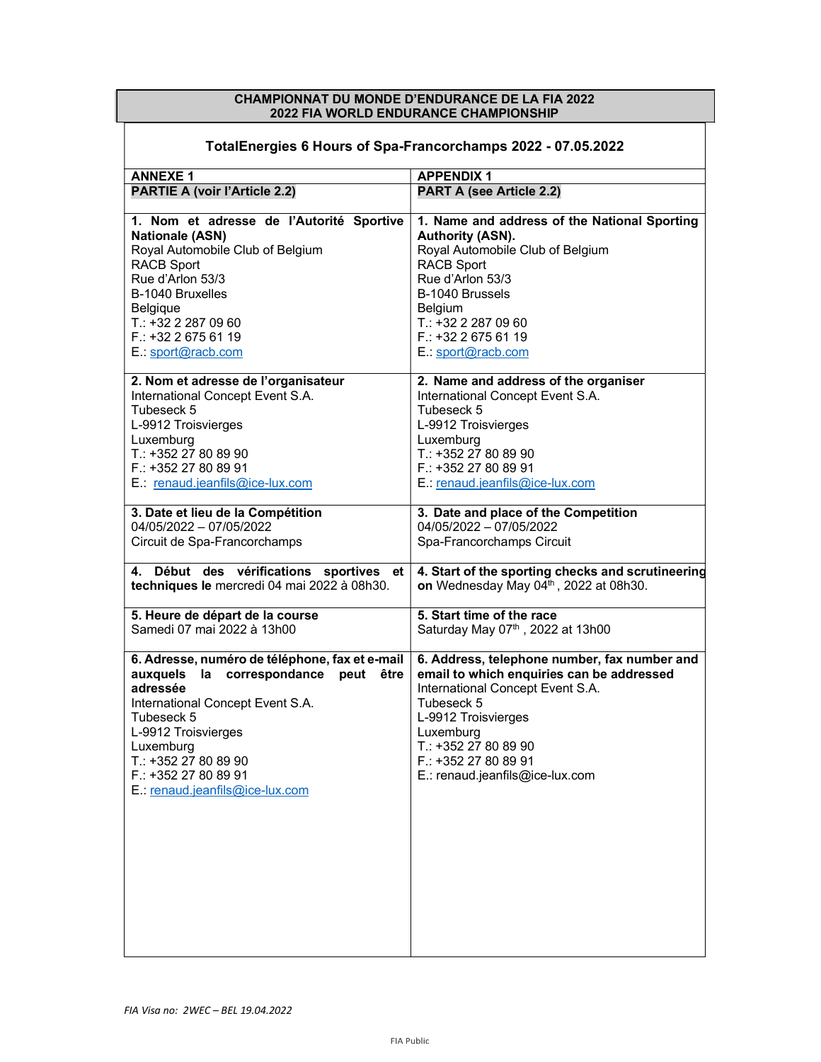| CHAMPIONNAT DU MONDE D'ENDURANCE DE LA FIA 2022<br>2022 FIA WORLD ENDURANCE CHAMPIONSHIP | |
|---|---|
| **TotalEnergies 6 Hours of Spa-Francorchamps 2022 - 07.05.2022** | |
| **ANNEXE 1** | **APPENDIX 1** |
| **PARTIE A (voir l'Article 2.2)** | **PART A (see Article 2.2)** |
| **1. Nom et adresse de l'Autorité Sportive Nationale (ASN)**<br>Royal Automobile Club of Belgium<br>RACB Sport<br>Rue d'Arlon 53/3<br>B-1040 Bruxelles<br>Belgique<br>T.: +32 2 287 09 60<br>F.: +32 2 675 61 19<br>E.: sport@racb.com | **1. Name and address of the National Sporting Authority (ASN).**<br>Royal Automobile Club of Belgium<br>RACB Sport<br>Rue d'Arlon 53/3<br>B-1040 Brussels<br>Belgium<br>T.: +32 2 287 09 60<br>F.: +32 2 675 61 19<br>E.: sport@racb.com |
| **2. Nom et adresse de l'organisateur**<br>International Concept Event S.A.<br>Tubeseck 5<br>L-9912 Troisvierges<br>Luxemburg<br>T.: +352 27 80 89 90<br>F.: +352 27 80 89 91<br>E.: renaud.jeanfils@ice-lux.com | **2. Name and address of the organiser**<br>International Concept Event S.A.<br>Tubeseck 5<br>L-9912 Troisvierges<br>Luxemburg<br>T.: +352 27 80 89 90<br>F.: +352 27 80 89 91<br>E.: renaud.jeanfils@ice-lux.com |
| **3. Date et lieu de la Compétition**<br>04/05/2022 – 07/05/2022<br>Circuit de Spa-Francorchamps | **3. Date and place of the Competition**<br>04/05/2022 – 07/05/2022<br>Spa-Francorchamps Circuit |
| **4. Début des vérifications sportives et techniques le** mercredi 04 mai 2022 à 08h30. | **4. Start of the sporting checks and scrutineering on** Wednesday May 04th , 2022 at 08h30. |
| **5. Heure de départ de la course**<br>Samedi 07 mai 2022 à 13h00 | **5. Start time of the race**<br>Saturday May 07th , 2022 at 13h00 |
| **6. Adresse, numéro de téléphone, fax et e-mail auxquels la correspondance peut être adressée**<br>International Concept Event S.A.<br>Tubeseck 5<br>L-9912 Troisvierges<br>Luxemburg<br>T.: +352 27 80 89 90<br>F.: +352 27 80 89 91<br>E.: renaud.jeanfils@ice-lux.com | **6. Address, telephone number, fax number and email to which enquiries can be addressed**<br>International Concept Event S.A.<br>Tubeseck 5<br>L-9912 Troisvierges<br>Luxemburg<br>T.: +352 27 80 89 90<br>F.: +352 27 80 89 91<br>E.: renaud.jeanfils@ice-lux.com |

*FIA Visa no: 2WEC – BEL 19.04.2022*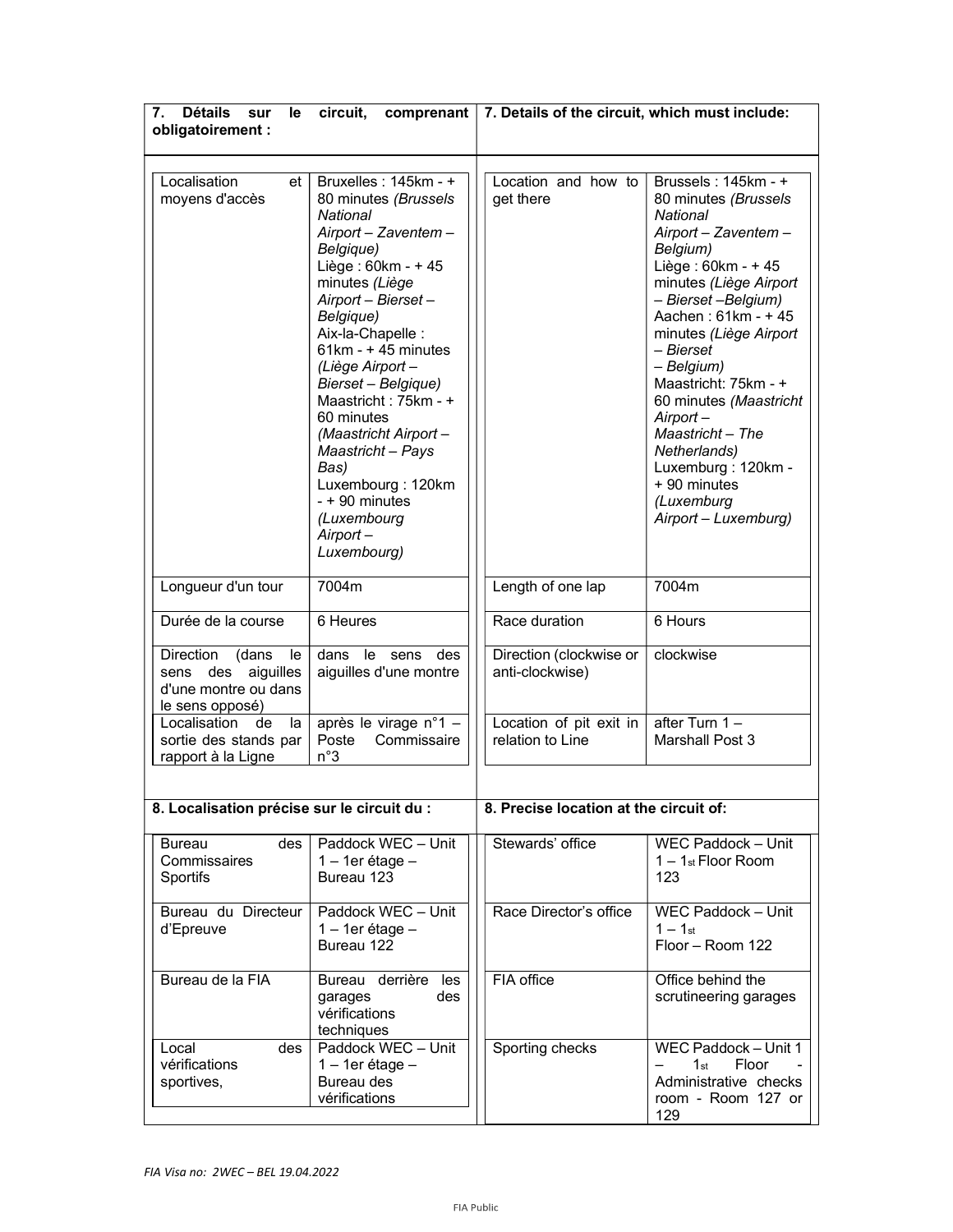| 7. Détails sur le circuit, comprenant obligatoirement : | | 7. Details of the circuit, which must include: | |
|---|---|---|---|
| Localisation et moyens d'accès | Bruxelles : 145km - + 80 minutes *(Brussels National Airport – Zaventem – Belgique)* Liège : 60km - + 45 minutes *(Liège Airport – Bierset – Belgique)* Aix-la-Chapelle : 61km - + 45 minutes *(Liège Airport – Bierset – Belgique)* Maastricht : 75km - + 60 minutes *(Maastricht Airport – Maastricht – Pays Bas)* Luxembourg : 120km - + 90 minutes *(Luxembourg Airport – Luxembourg)* | Location and how to get there | Brussels : 145km - + 80 minutes *(Brussels National Airport – Zaventem – Belgium)* Liège : 60km - + 45 minutes *(Liège Airport – Bierset –Belgium)* Aachen : 61km - + 45 minutes *(Liège Airport – Bierset – Belgium)* Maastricht: 75km - + 60 minutes *(Maastricht Airport – Maastricht – The Netherlands)* Luxemburg : 120km - + 90 minutes *(Luxemburg Airport – Luxemburg)* |
| Longueur d'un tour | 7004m | Length of one lap | 7004m |
| Durée de la course | 6 Heures | Race duration | 6 Hours |
| Direction (dans le sens des aiguilles d'une montre ou dans le sens opposé) | dans le sens des aiguilles d'une montre | Direction (clockwise or anti-clockwise) | clockwise |
| Localisation de la sortie des stands par rapport à la Ligne | après le virage n°1 – Poste Commissaire n°3 | Location of pit exit in relation to Line | after Turn 1 – Marshall Post 3 |

| 8. Localisation précise sur le circuit du : | | 8. Precise location at the circuit of: | |
|---|---|---|---|
| Bureau des Commissaires Sportifs | Paddock WEC – Unit 1 – 1er étage – Bureau 123 | Stewards' office | WEC Paddock – Unit 1 – 1st Floor Room 123 |
| Bureau du Directeur d'Epreuve | Paddock WEC – Unit 1 – 1er étage – Bureau 122 | Race Director's office | WEC Paddock – Unit 1 – 1st Floor – Room 122 |
| Bureau de la FIA | Bureau derrière les garages des vérifications techniques | FIA office | Office behind the scrutineering garages |
| Local des vérifications sportives, | Paddock WEC – Unit 1 – 1er étage – Bureau des vérifications | Sporting checks | WEC Paddock – Unit 1 – 1st Floor - Administrative checks room - Room 127 or 129 |

*FIA Visa no: 2WEC – BEL 19.04.2022*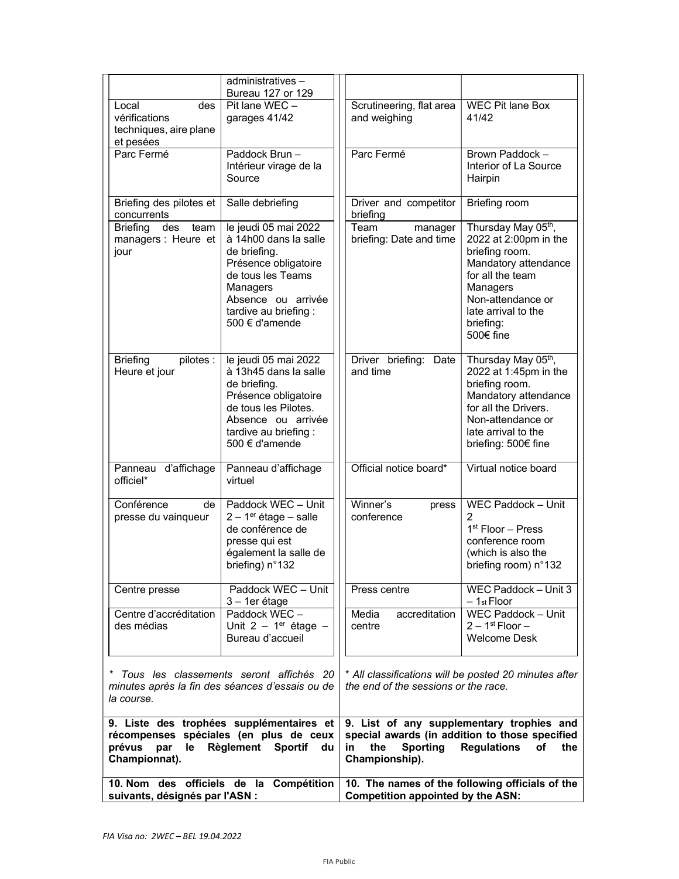| | | | |
|---|---|---|---|
| | administratives – Bureau 127 or 129 | | |
| Local des vérifications techniques, aire plane et pesées | Pit lane WEC – garages 41/42 | Scrutineering, flat area and weighing | WEC Pit lane Box 41/42 |
| Parc Fermé | Paddock Brun – Intérieur virage de la Source | Parc Fermé | Brown Paddock – Interior of La Source Hairpin |
| Briefing des pilotes et concurrents | Salle debriefing | Driver and competitor briefing | Briefing room |
| Briefing des team managers : Heure et jour | le jeudi 05 mai 2022 à 14h00 dans la salle de briefing. Présence obligatoire de tous les Teams Managers Absence ou arrivée tardive au briefing : 500 € d'amende | Team manager briefing: Date and time | Thursday May 05th, 2022 at 2:00pm in the briefing room. Mandatory attendance for all the team Managers Non-attendance or late arrival to the briefing: 500€ fine |
| Briefing pilotes : Heure et jour | le jeudi 05 mai 2022 à 13h45 dans la salle de briefing. Présence obligatoire de tous les Pilotes. Absence ou arrivée tardive au briefing : 500 € d'amende | Driver briefing: Date and time | Thursday May 05th, 2022 at 1:45pm in the briefing room. Mandatory attendance for all the Drivers. Non-attendance or late arrival to the briefing: 500€ fine |
| Panneau d'affichage officiel* | Panneau d'affichage virtuel | Official notice board* | Virtual notice board |
| Conférence de presse du vainqueur | Paddock WEC – Unit 2 – 1er étage – salle de conférence de presse qui est également la salle de briefing) n°132 | Winner's press conference | WEC Paddock – Unit 2 1st Floor – Press conference room (which is also the briefing room) n°132 |
| Centre presse | Paddock WEC – Unit 3 – 1er étage | Press centre | WEC Paddock – Unit 3 – 1st Floor |
| Centre d'accréditation des médias | Paddock WEC – Unit 2 – 1er étage – Bureau d'accueil | Media accreditation centre | WEC Paddock – Unit 2 – 1st Floor – Welcome Desk |

*\* Tous les classements seront affichés 20 minutes après la fin des séances d'essais ou de la course.*

*\* All classifications will be posted 20 minutes after the end of the sessions or the race.*

**9. Liste des trophées supplémentaires et récompenses spéciales (en plus de ceux prévus par le Règlement Sportif du Championnat).**

**9. List of any supplementary trophies and special awards (in addition to those specified in the Sporting Regulations of the Championship).**

**10. Nom des officiels de la Compétition suivants, désignés par l'ASN :**

**10. The names of the following officials of the Competition appointed by the ASN:**

*FIA Visa no: 2WEC – BEL 19.04.2022*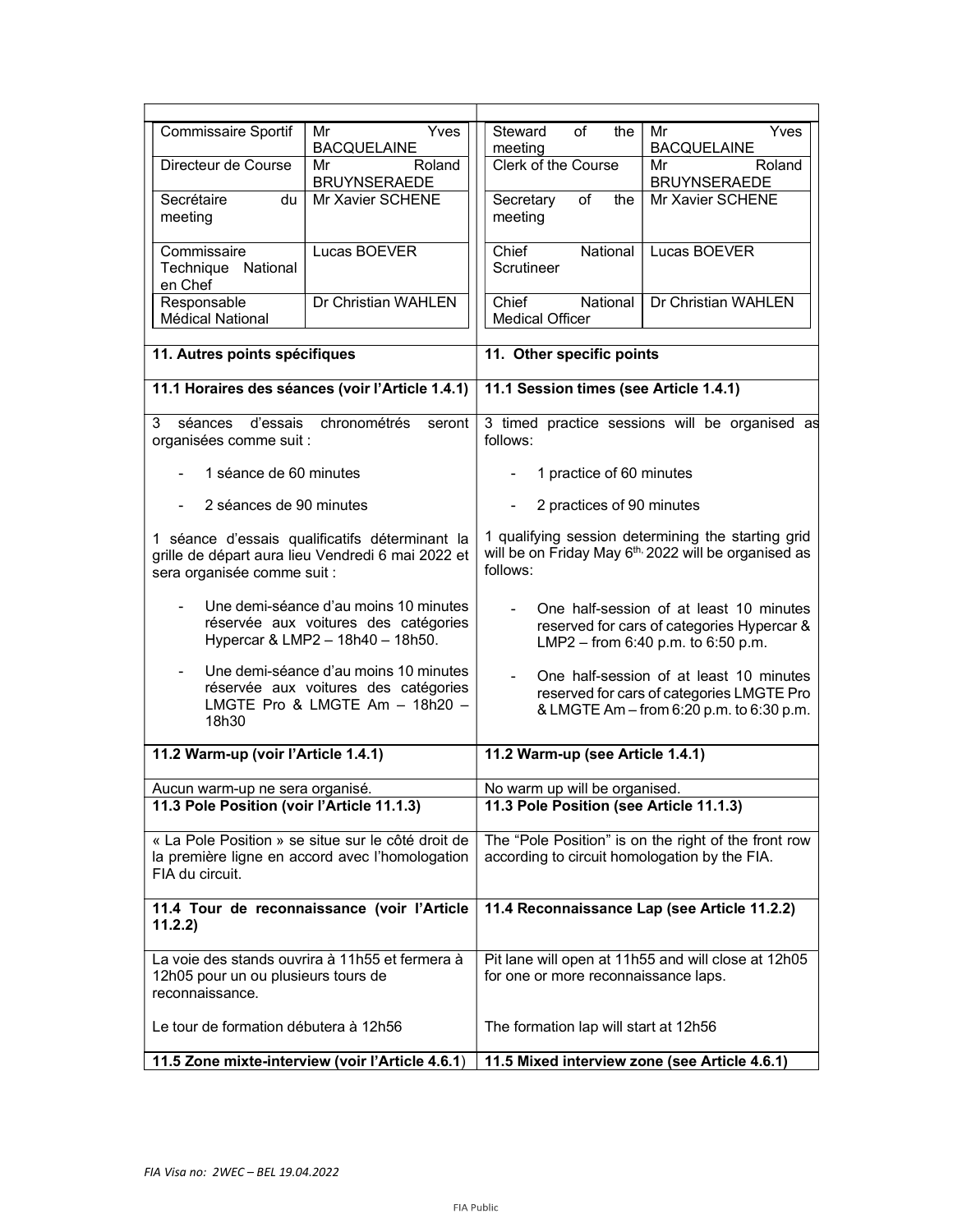| Commissaire Sportif | Mr Yves BACQUELAINE | Steward of the meeting | Mr Yves BACQUELAINE |
|---|---|---|---|
| Directeur de Course | Mr Roland BRUYNSERAEDE | Clerk of the Course | Mr Roland BRUYNSERAEDE |
| Secrétaire du meeting | Mr Xavier SCHENE | Secretary of the meeting | Mr Xavier SCHENE |
| Commissaire Technique National en Chef | Lucas BOEVER | Chief National Scrutineer | Lucas BOEVER |
| Responsable Médical National | Dr Christian WAHLEN | Chief National Medical Officer | Dr Christian WAHLEN |

| 11. Autres points spécifiques | 11. Other specific points |
|---|---|
| **11.1 Horaires des séances (voir l'Article 1.4.1)** | **11.1 Session times (see Article 1.4.1)** |
| 3 séances d'essais chronométrés seront organisées comme suit :<br>- 1 séance de 60 minutes<br>- 2 séances de 90 minutes<br><br>1 séance d'essais qualificatifs déterminant la grille de départ aura lieu Vendredi 6 mai 2022 et sera organisée comme suit :<br>- Une demi-séance d'au moins 10 minutes réservée aux voitures des catégories Hypercar & LMP2 – 18h40 – 18h50.<br>- Une demi-séance d'au moins 10 minutes réservée aux voitures des catégories LMGTE Pro & LMGTE Am – 18h20 – 18h30 | 3 timed practice sessions will be organised as follows:<br>- 1 practice of 60 minutes<br>- 2 practices of 90 minutes<br><br>1 qualifying session determining the starting grid will be on Friday May 6th, 2022 will be organised as follows:<br>- One half-session of at least 10 minutes reserved for cars of categories Hypercar & LMP2 – from 6:40 p.m. to 6:50 p.m.<br>- One half-session of at least 10 minutes reserved for cars of categories LMGTE Pro & LMGTE Am – from 6:20 p.m. to 6:30 p.m. |
| **11.2 Warm-up (voir l'Article 1.4.1)** | **11.2 Warm-up (see Article 1.4.1)** |
| Aucun warm-up ne sera organisé. | No warm up will be organised. |
| **11.3 Pole Position (voir l'Article 11.1.3)** | **11.3 Pole Position (see Article 11.1.3)** |
| « La Pole Position » se situe sur le côté droit de la première ligne en accord avec l'homologation FIA du circuit. | The "Pole Position" is on the right of the front row according to circuit homologation by the FIA. |
| **11.4 Tour de reconnaissance (voir l'Article 11.2.2)** | **11.4 Reconnaissance Lap (see Article 11.2.2)** |
| La voie des stands ouvrira à 11h55 et fermera à 12h05 pour un ou plusieurs tours de reconnaissance.<br><br>Le tour de formation débutera à 12h56 | Pit lane will open at 11h55 and will close at 12h05 for one or more reconnaissance laps.<br><br>The formation lap will start at 12h56 |
| **11.5 Zone mixte-interview (voir l'Article 4.6.1)** | **11.5 Mixed interview zone (see Article 4.6.1)** |

*FIA Visa no: 2WEC – BEL 19.04.2022*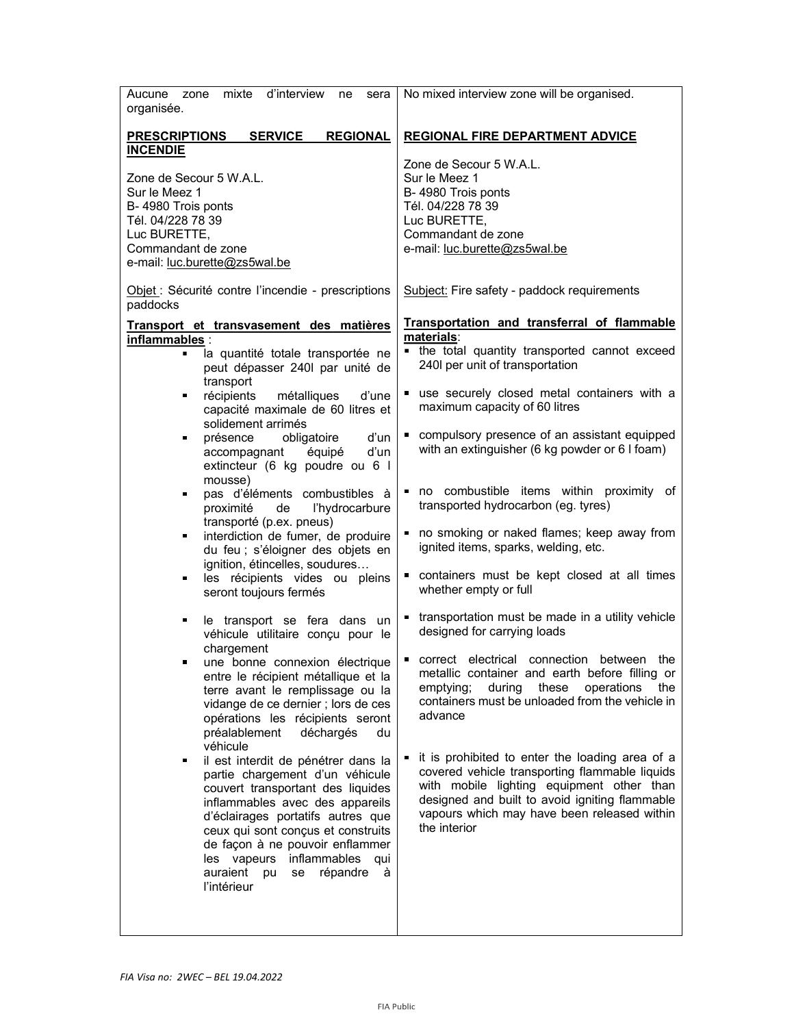| | |
|---|---|
| Aucune zone mixte d'interview ne sera organisée. | No mixed interview zone will be organised. |
| **PRESCRIPTIONS SERVICE REGIONAL INCENDIE** | **REGIONAL FIRE DEPARTMENT ADVICE** |
| Zone de Secour 5 W.A.L.<br>Sur le Meez 1<br>B- 4980 Trois ponts<br>Tél. 04/228 78 39<br>Luc BURETTE,<br>Commandant de zone<br>e-mail: luc.burette@zs5wal.be | Zone de Secour 5 W.A.L.<br>Sur le Meez 1<br>B- 4980 Trois ponts<br>Tél. 04/228 78 39<br>Luc BURETTE,<br>Commandant de zone<br>e-mail: luc.burette@zs5wal.be |
| Objet : Sécurité contre l'incendie - prescriptions paddocks | Subject: Fire safety - paddock requirements |
| **Transport et transvasement des matières inflammables** : | **Transportation and transferral of flammable materials**: |
| ▪ la quantité totale transportée ne peut dépasser 240l par unité de transport | ▪ the total quantity transported cannot exceed 240l per unit of transportation |
| ▪ récipients métalliques d'une capacité maximale de 60 litres et solidement arrimés | ▪ use securely closed metal containers with a maximum capacity of 60 litres |
| ▪ présence obligatoire d'un accompagnant équipé d'un extincteur (6 kg poudre ou 6 l mousse) | ▪ compulsory presence of an assistant equipped with an extinguisher (6 kg powder or 6 l foam) |
| ▪ pas d'éléments combustibles à proximité de l'hydrocarbure transporté (p.ex. pneus) | ▪ no combustible items within proximity of transported hydrocarbon (eg. tyres) |
| ▪ interdiction de fumer, de produire du feu ; s'éloigner des objets en ignition, étincelles, soudures… | ▪ no smoking or naked flames; keep away from ignited items, sparks, welding, etc. |
| ▪ les récipients vides ou pleins seront toujours fermés | ▪ containers must be kept closed at all times whether empty or full |
| ▪ le transport se fera dans un véhicule utilitaire conçu pour le chargement | ▪ transportation must be made in a utility vehicle designed for carrying loads |
| ▪ une bonne connexion électrique entre le récipient métallique et la terre avant le remplissage ou la vidange de ce dernier ; lors de ces opérations les récipients seront préalablement déchargés du véhicule | ▪ correct electrical connection between the metallic container and earth before filling or emptying; during these operations the containers must be unloaded from the vehicle in advance |
| ▪ il est interdit de pénétrer dans la partie chargement d'un véhicule couvert transportant des liquides inflammables avec des appareils d'éclairages portatifs autres que ceux qui sont conçus et construits de façon à ne pouvoir enflammer les vapeurs inflammables qui auraient pu se répandre à l'intérieur | ▪ it is prohibited to enter the loading area of a covered vehicle transporting flammable liquids with mobile lighting equipment other than designed and built to avoid igniting flammable vapours which may have been released within the interior |

*FIA Visa no: 2WEC – BEL 19.04.2022*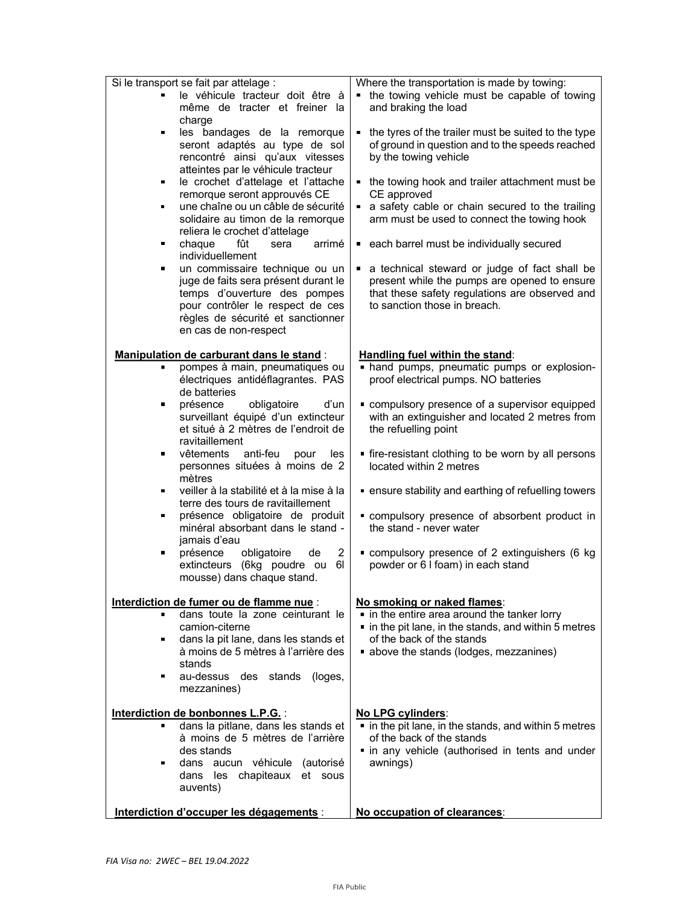| Si le transport se fait par attelage : | Where the transportation is made by towing: |
|---|---|
| ▪ le véhicule tracteur doit être à même de tracter et freiner la charge | ▪ the towing vehicle must be capable of towing and braking the load |
| ▪ les bandages de la remorque seront adaptés au type de sol rencontré ainsi qu'aux vitesses atteintes par le véhicule tracteur | ▪ the tyres of the trailer must be suited to the type of ground in question and to the speeds reached by the towing vehicle |
| ▪ le crochet d'attelage et l'attache remorque seront approuvés CE | ▪ the towing hook and trailer attachment must be CE approved |
| ▪ une chaîne ou un câble de sécurité solidaire au timon de la remorque reliera le crochet d'attelage | ▪ a safety cable or chain secured to the trailing arm must be used to connect the towing hook |
| ▪ chaque fût sera arrimé individuellement | ▪ each barrel must be individually secured |
| ▪ un commissaire technique ou un juge de faits sera présent durant le temps d'ouverture des pompes pour contrôler le respect de ces règles de sécurité et sanctionner en cas de non-respect | ▪ a technical steward or judge of fact shall be present while the pumps are opened to ensure that these safety regulations are observed and to sanction those in breach. |
| **<u>Manipulation de carburant dans le stand</u>** : | **<u>Handling fuel within the stand</u>**: |
| ▪ pompes à main, pneumatiques ou électriques antidéflagrantes. PAS de batteries | ▪ hand pumps, pneumatic pumps or explosion-proof electrical pumps. NO batteries |
| ▪ présence obligatoire d'un surveillant équipé d'un extincteur et situé à 2 mètres de l'endroit de ravitaillement | ▪ compulsory presence of a supervisor equipped with an extinguisher and located 2 metres from the refuelling point |
| ▪ vêtements anti-feu pour les personnes situées à moins de 2 mètres | ▪ fire-resistant clothing to be worn by all persons located within 2 metres |
| ▪ veiller à la stabilité et à la mise à la terre des tours de ravitaillement | ▪ ensure stability and earthing of refuelling towers |
| ▪ présence obligatoire de produit minéral absorbant dans le stand - jamais d'eau | ▪ compulsory presence of absorbent product in the stand - never water |
| ▪ présence obligatoire de 2 extincteurs (6kg poudre ou 6l mousse) dans chaque stand. | ▪ compulsory presence of 2 extinguishers (6 kg powder or 6 l foam) in each stand |
| **<u>Interdiction de fumer ou de flamme nue</u>** : | **<u>No smoking or naked flames</u>**: |
| ▪ dans toute la zone ceinturant le camion-citerne<br>▪ dans la pit lane, dans les stands et à moins de 5 mètres à l'arrière des stands<br>▪ au-dessus des stands (loges, mezzanines) | ▪ in the entire area around the tanker lorry<br>▪ in the pit lane, in the stands, and within 5 metres of the back of the stands<br>▪ above the stands (lodges, mezzanines) |
| **<u>Interdiction de bonbonnes L.P.G.</u>** : | **<u>No LPG cylinders</u>**: |
| ▪ dans la pitlane, dans les stands et à moins de 5 mètres de l'arrière des stands<br>▪ dans aucun véhicule (autorisé dans les chapiteaux et sous auvents) | ▪ in the pit lane, in the stands, and within 5 metres of the back of the stands<br>▪ in any vehicle (authorised in tents and under awnings) |
| **<u>Interdiction d'occuper les dégagements</u>** : | **<u>No occupation of clearances</u>**: |

*FIA Visa no: 2WEC – BEL 19.04.2022*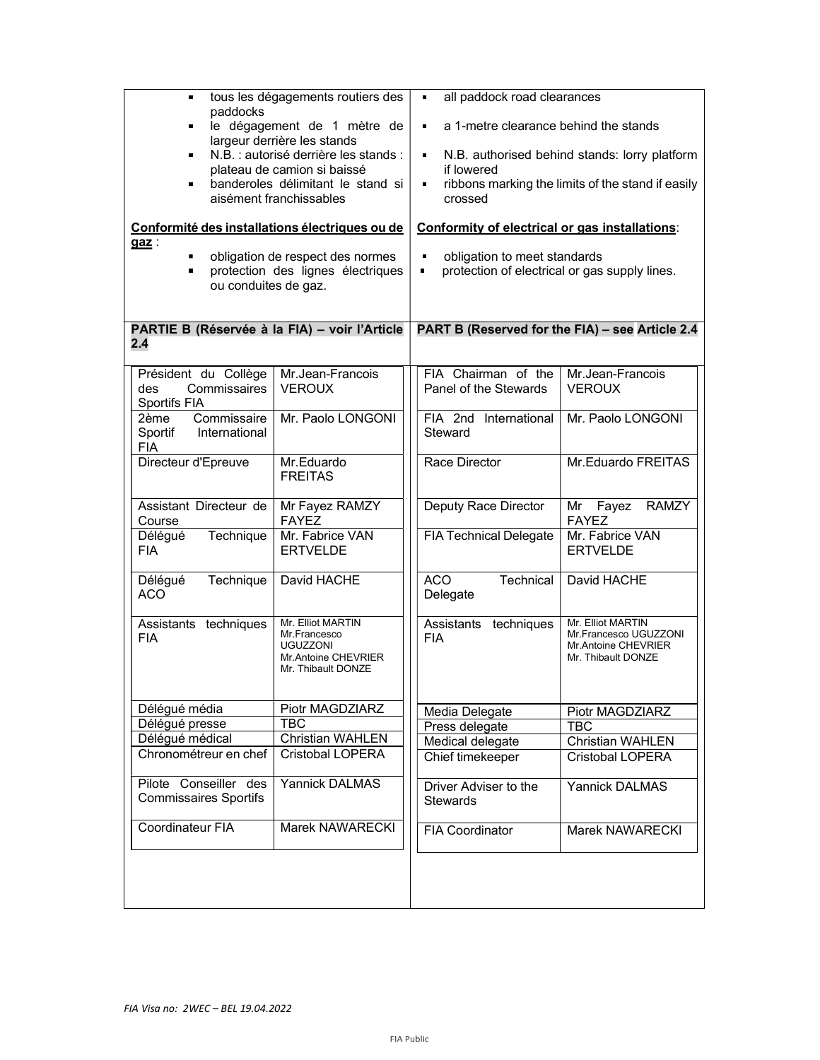| | |
|---|---|
| - tous les dégagements routiers des paddocks<br>- le dégagement de 1 mètre de largeur derrière les stands<br>- N.B. : autorisé derrière les stands : plateau de camion si baissé<br>- banderoles délimitant le stand si aisément franchissables | - all paddock road clearances<br>- a 1-metre clearance behind the stands<br>- N.B. authorised behind stands: lorry platform if lowered<br>- ribbons marking the limits of the stand if easily crossed |
| **Conformité des installations électriques ou de gaz** :<br>- obligation de respect des normes<br>- protection des lignes électriques ou conduites de gaz. | **Conformity of electrical or gas installations**:<br>- obligation to meet standards<br>- protection of electrical or gas supply lines. |
| **PARTIE B (Réservée à la FIA) – voir l'Article 2.4** | **PART B (Reserved for the FIA) – see Article 2.4** |

| Fonction | Nom | Function | Name |
|---|---|---|---|
| Président du Collège des Commissaires Sportifs FIA | Mr.Jean-Francois VEROUX | FIA Chairman of the Panel of the Stewards | Mr.Jean-Francois VEROUX |
| 2ème Commissaire Sportif International FIA | Mr. Paolo LONGONI | FIA 2nd International Steward | Mr. Paolo LONGONI |
| Directeur d'Epreuve | Mr.Eduardo FREITAS | Race Director | Mr.Eduardo FREITAS |
| Assistant Directeur de Course | Mr Fayez RAMZY FAYEZ | Deputy Race Director | Mr Fayez RAMZY FAYEZ |
| Délégué Technique FIA | Mr. Fabrice VAN ERTVELDE | FIA Technical Delegate | Mr. Fabrice VAN ERTVELDE |
| Délégué Technique ACO | David HACHE | ACO Technical Delegate | David HACHE |
| Assistants techniques FIA | Mr. Elliot MARTIN<br>Mr.Francesco UGUZZONI<br>Mr.Antoine CHEVRIER<br>Mr. Thibault DONZE | Assistants techniques FIA | Mr. Elliot MARTIN<br>Mr.Francesco UGUZZONI<br>Mr.Antoine CHEVRIER<br>Mr. Thibault DONZE |
| Délégué média | Piotr MAGDZIARZ | Media Delegate | Piotr MAGDZIARZ |
| Délégué presse | TBC | Press delegate | TBC |
| Délégué médical | Christian WAHLEN | Medical delegate | Christian WAHLEN |
| Chronométreur en chef | Cristobal LOPERA | Chief timekeeper | Cristobal LOPERA |
| Pilote Conseiller des Commissaires Sportifs | Yannick DALMAS | Driver Adviser to the Stewards | Yannick DALMAS |
| Coordinateur FIA | Marek NAWARECKI | FIA Coordinator | Marek NAWARECKI |

*FIA Visa no: 2WEC – BEL 19.04.2022*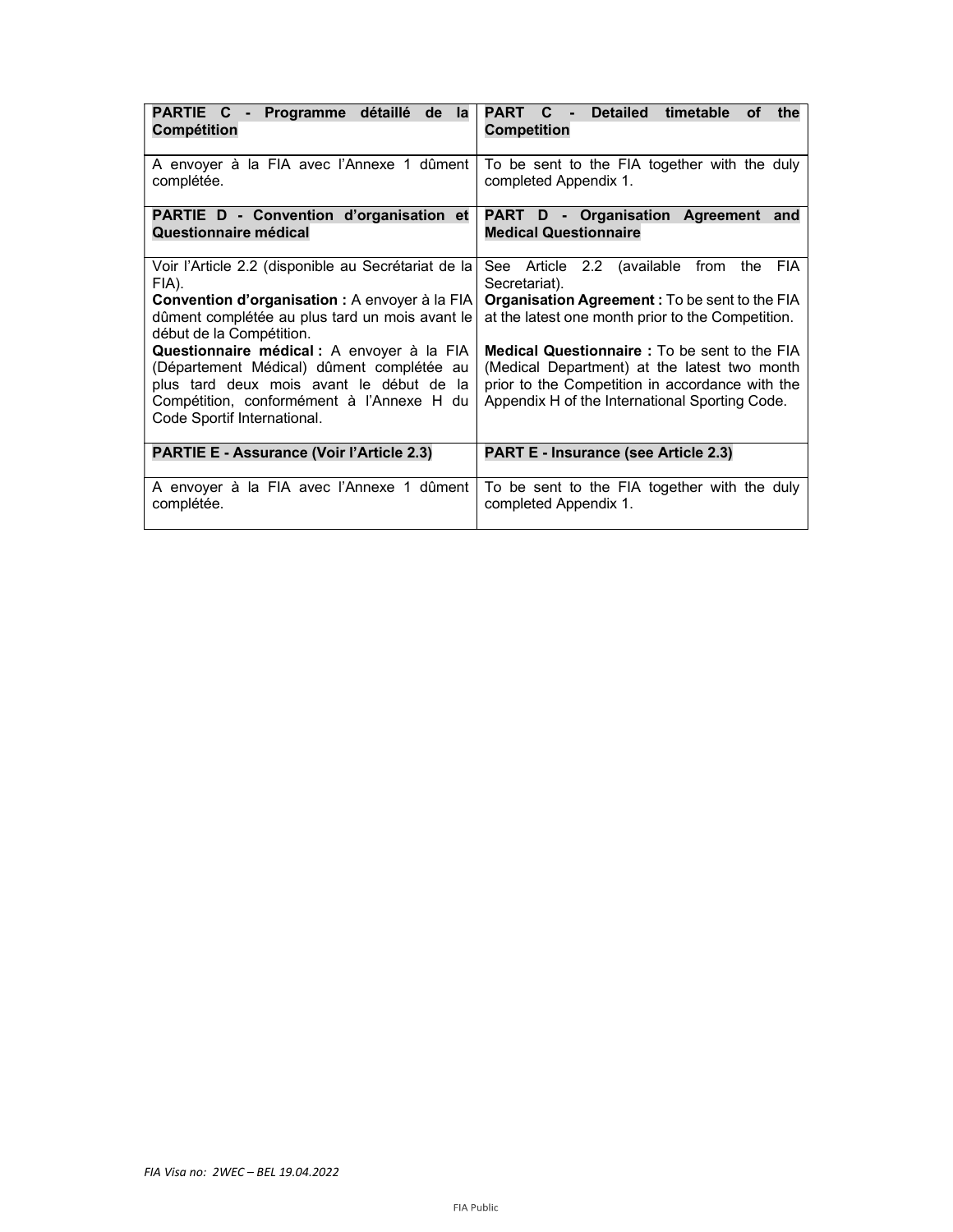| | |
|---|---|
| **PARTIE C - Programme détaillé de la Compétition** | **PART C - Detailed timetable of the Competition** |
| A envoyer à la FIA avec l'Annexe 1 dûment complétée. | To be sent to the FIA together with the duly completed Appendix 1. |
| **PARTIE D - Convention d'organisation et Questionnaire médical** | **PART D - Organisation Agreement and Medical Questionnaire** |
| Voir l'Article 2.2 (disponible au Secrétariat de la FIA).<br>**Convention d'organisation :** A envoyer à la FIA dûment complétée au plus tard un mois avant le début de la Compétition.<br>**Questionnaire médical :** A envoyer à la FIA (Département Médical) dûment complétée au plus tard deux mois avant le début de la Compétition, conformément à l'Annexe H du Code Sportif International. | See Article 2.2 (available from the FIA Secretariat).<br>**Organisation Agreement :** To be sent to the FIA at the latest one month prior to the Competition.<br><br>**Medical Questionnaire :** To be sent to the FIA (Medical Department) at the latest two month prior to the Competition in accordance with the Appendix H of the International Sporting Code. |
| **PARTIE E - Assurance (Voir l'Article 2.3)** | **PART E - Insurance (see Article 2.3)** |
| A envoyer à la FIA avec l'Annexe 1 dûment complétée. | To be sent to the FIA together with the duly completed Appendix 1. |

*FIA Visa no: 2WEC – BEL 19.04.2022*